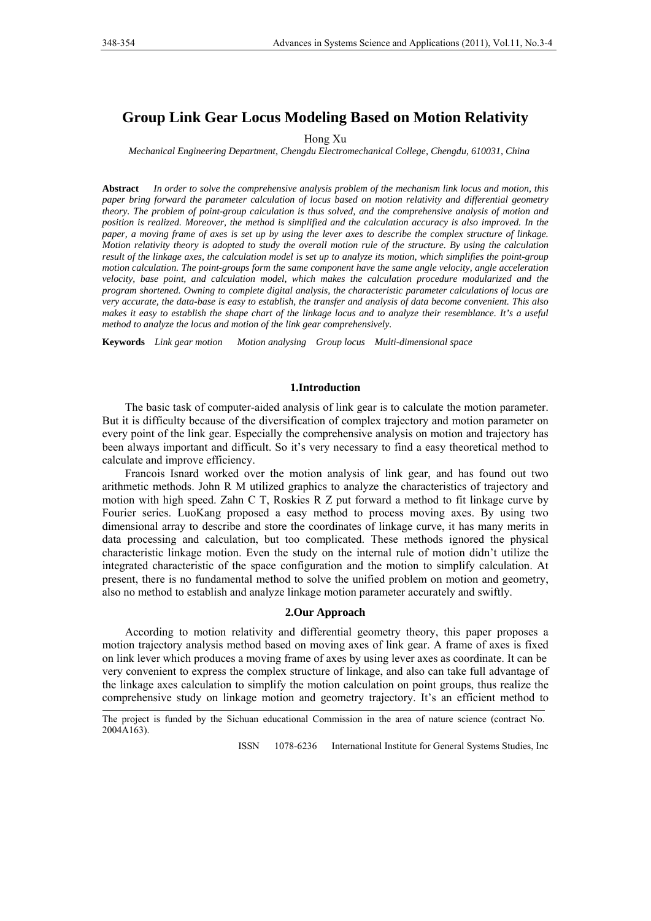# Group Link Gear Locus Modeling Based on Motion Relativity

Hong Xu

*Mechanical Engineering Department, Chengdu Electromechanical College, Chengdu, 610031, China*

**Abstract** *In order to solve the comprehensive analysis problem of the mechanism link locus and motion, this paper bring forward the parameter calculation of locus based on motion relativity and differential geometry theory. The problem of point-group calculation is thus solved, and the comprehensive analysis of motion and position is realized. Moreover, the method is simplified and the calculation accuracy is also improved. In the paper, a moving frame of axes is set up by using the lever axes to describe the complex structure of linkage. Motion relativity theory is adopted to study the overall motion rule of the structure. By using the calculation result of the linkage axes, the calculation model is set up to analyze its motion, which simplifies the point-group motion calculation. The point-groups form the same component have the same angle velocity, angle acceleration velocity, base point, and calculation model, which makes the calculation procedure modularized and the program shortened. Owning to complete digital analysis, the characteristic parameter calculations of locus are very accurate, the data-base is easy to establish, the transfer and analysis of data become convenient. This also makes it easy to establish the shape chart of the linkage locus and to analyze their resemblance. It's a useful method to analyze the locus and motion of the link gear comprehensively.*

**Keywords** *Link gear motion Motion analysing Group locus Multi-dimensional space*

## 1.Introduction

The basic task of computer-aided analysis of link gear is to calculate the motion parameter. But it is difficulty because of the diversification of complex trajectory and motion parameter on every point of the link gear. Especially the comprehensive analysis on motion and trajectory has been always important and difficult. So it's very necessary to find a easy theoretical method to calculate and improve efficiency.

Francois Isnard worked over the motion analysis of link gear, and has found out two arithmetic methods. John R M utilized graphics to analyze the characteristics of trajectory and motion with high speed. Zahn C T, Roskies R Z put forward a method to fit linkage curve by Fourier series. LuoKang proposed a easy method to process moving axes. By using two dimensional array to describe and store the coordinates of linkage curve, it has many merits in data processing and calculation, but too complicated. These methods ignored the physical characteristic linkage motion. Even the study on the internal rule of motion didn't utilize the integrated characteristic of the space configuration and the motion to simplify calculation. At present, there is no fundamental method to solve the unified problem on motion and geometry, also no method to establish and analyze linkage motion parameter accurately and swiftly.

## 2.Our Approach

According to motion relativity and differential geometry theory, this paper proposes a motion trajectory analysis method based on moving axes of link gear. A frame of axes is fixed on link lever which produces a moving frame of axes by using lever axes as coordinate. It can be very convenient to express the complex structure of linkage, and also can take full advantage of the linkage axes calculation to simplify the motion calculation on point groups, thus realize the comprehensive study on linkage motion and geometry trajectory. It's an efficient method to

The project is funded by the Sichuan educational Commission in the area of nature science (contract No. 2004A163).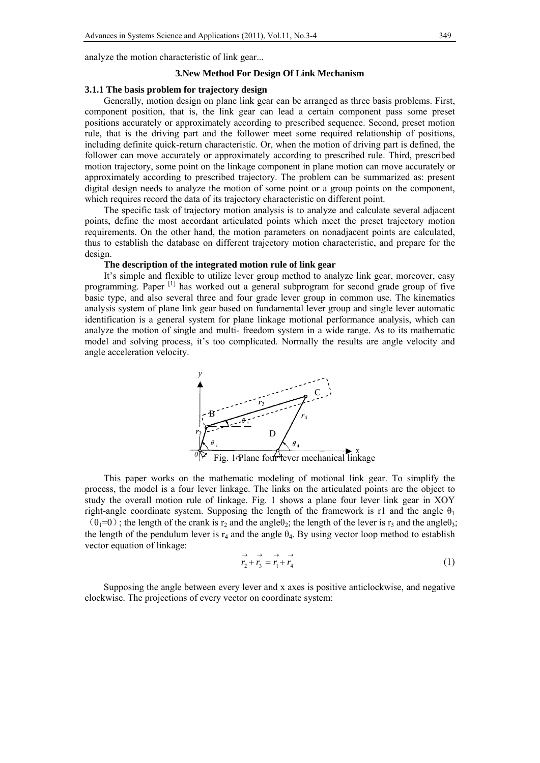analyze the motion characteristic of link gear...

## 3.New Method For Design Of Link Mechanism

### 3.1.1 The basis problem for trajectory design

Generally, motion design on plane link gear can be arranged as three basis problems. First, component position, that is, the link gear can lead a certain component pass some preset positions accurately or approximately according to prescribed sequence. Second, preset motion rule, that is the driving part and the follower meet some required relationship of positions, including definite quick-return characteristic. Or, when the motion of driving part is defined, the follower can move accurately or approximately according to prescribed rule. Third, prescribed motion trajectory, some point on the linkage component in plane motion can move accurately or approximately according to prescribed trajectory. The problem can be summarized as: present digital design needs to analyze the motion of some point or a group points on the component, which requires record the data of its trajectory characteristic on different point.

The specific task of trajectory motion analysis is to analyze and calculate several adjacent points, define the most accordant articulated points which meet the preset trajectory motion requirements. On the other hand, the motion parameters on nonadjacent points are calculated, thus to establish the database on different trajectory motion characteristic, and prepare for the design.

**The description of the integrated motion rule of link gear**

It's simple and flexible to utilize lever group method to analyze link gear, moreover, easy programming. Paper [1] has worked out a general subprogram for second grade group of five basic type, and also several three and four grade lever group in common use. The kinematics analysis system of plane link gear based on fundamental lever group and single lever automatic identification is a general system for plane linkage motional performance analysis, which can analyze the motion of single and multi- freedom system in a wide range. As to its mathematic model and solving process, it's too complicated. Normally the results are angle velocity and angle acceleration velocity.

Fig. 1 Plane four lever mechanical linkage

This paper works on the mathematic modeling of motional link gear. To simplify the process, the model is a four lever linkage. The links on the articulated points are the object to study the overall motion rule of linkage. Fig. 1 shows a plane four lever link gear in XOY right-angle coordinate system. Supposing the length of the framework is r1 and the angle $\theta_1$ （$\theta_1=0$）; the length of the crank is $r_2$ and the angle$\theta_2$; the length of the lever is $r_3$ and the angle$\theta_3$; the length of the pendulum lever is $r_4$ and the angle $\theta_4$. By using vector loop method to establish vector equation of linkage:

$$\vec{r}_2 + \vec{r}_3 = \vec{r}_1 + \vec{r}_4 \tag{1}$$

Supposing the angle between every lever and x axes is positive anticlockwise, and negative clockwise. The projections of every vector on coordinate system: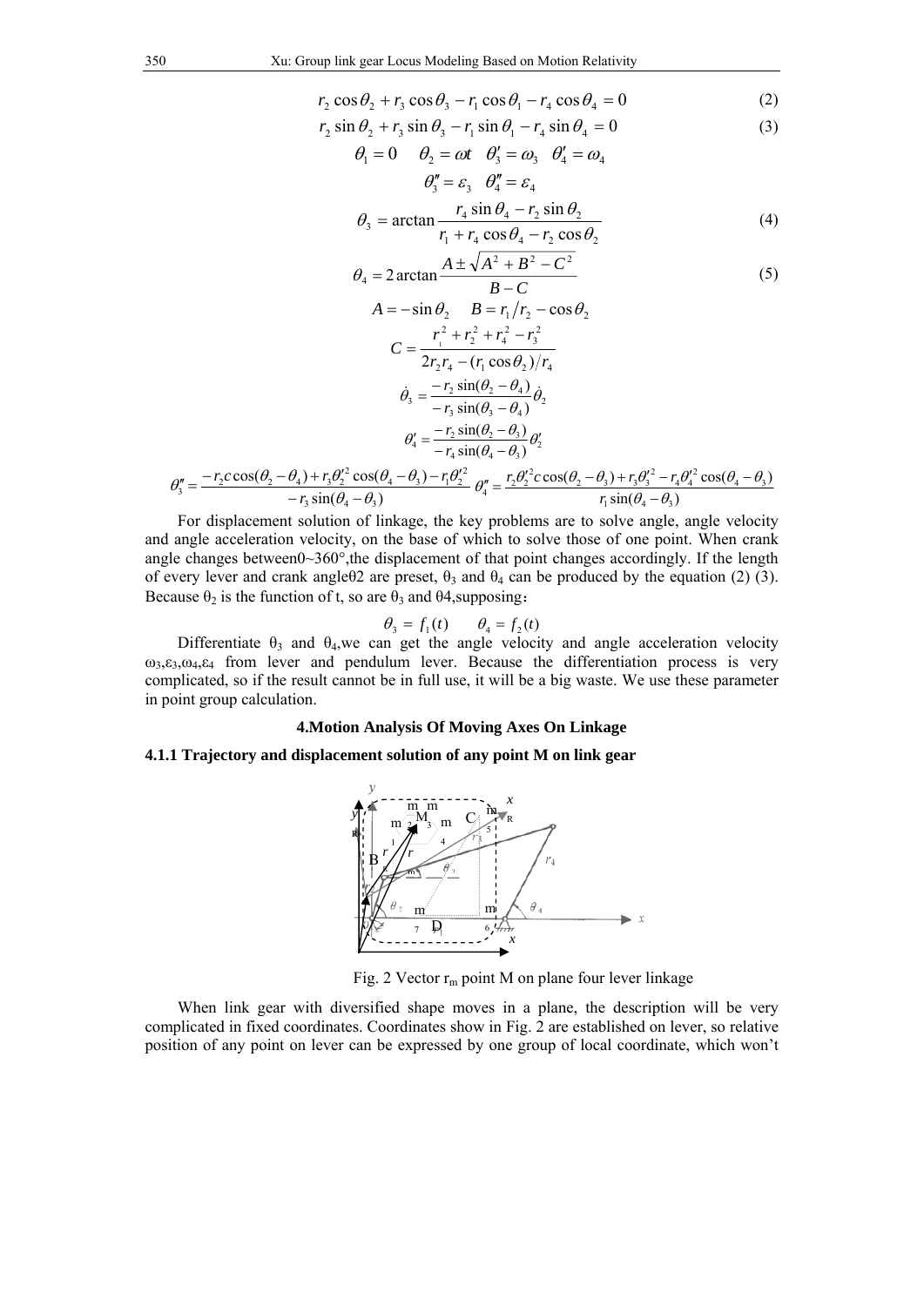$$r_2 \cos\theta_2 + r_3 \cos\theta_3 - r_1 \cos\theta_1 - r_4 \cos\theta_4 = 0 \tag{2}$$

$$r_2 \sin\theta_2 + r_3 \sin\theta_3 - r_1 \sin\theta_1 - r_4 \sin\theta_4 = 0 \tag{3}$$

$$\theta_1 = 0 \quad \theta_2 = \omega t \quad \theta_3' = \omega_3 \quad \theta_4' = \omega_4$$

$$\theta_3'' = \varepsilon_3 \quad \theta_4'' = \varepsilon_4$$

$$\theta_3 = \arctan\frac{r_4 \sin\theta_4 - r_2 \sin\theta_2}{r_1 + r_4 \cos\theta_4 - r_2 \cos\theta_2} \tag{4}$$

$$\theta_4 = 2\arctan\frac{A \pm \sqrt{A^2 + B^2 - C^2}}{B - C} \tag{5}$$

$$A = -\sin\theta_2 \qquad B = r_1/r_2 - \cos\theta_2$$

$$C = \frac{r_1^2 + r_2^2 + r_4^2 - r_3^2}{2r_2 r_4 - (r_1 \cos\theta_2)/r_4}$$

$$\dot{\theta}_3 = \frac{-r_2 \sin(\theta_2 - \theta_4)}{-r_3 \sin(\theta_3 - \theta_4)}\dot{\theta}_2$$

$$\theta_4' = \frac{-r_2 \sin(\theta_2 - \theta_3)}{-r_4 \sin(\theta_4 - \theta_3)}\theta_2'$$

$$\theta_3'' = \frac{-r_2 c \cos(\theta_2 - \theta_4) + r_3 \theta_2'^2 \cos(\theta_4 - \theta_3) - r_1 \theta_2'^2}{-r_3 \sin(\theta_4 - \theta_3)} \quad \theta_4'' = \frac{r_2 \theta_2'^2 c \cos(\theta_2 - \theta_3) + r_3 \theta_3'^2 - r_4 \theta_4'^2 \cos(\theta_4 - \theta_3)}{r_1 \sin(\theta_4 - \theta_3)}$$

For displacement solution of linkage, the key problems are to solve angle, angle velocity and angle acceleration velocity, on the base of which to solve those of one point. When crank angle changes between0~360°,the displacement of that point changes accordingly. If the length of every lever and crank angle$\theta 2$ are preset, $\theta_3$ and $\theta_4$ can be produced by the equation (2) (3). Because $\theta_2$ is the function of t, so are $\theta_3$ and $\theta 4$,supposing：

$$\theta_3 = f_1(t) \qquad \theta_4 = f_2(t)$$

Differentiate $\theta_3$ and $\theta_4$,we can get the angle velocity and angle acceleration velocity $\omega_3$,$\varepsilon_3$,$\omega_4$,$\varepsilon_4$ from lever and pendulum lever. Because the differentiation process is very complicated, so if the result cannot be in full use, it will be a big waste. We use these parameter in point group calculation.

## 4.Motion Analysis Of Moving Axes On Linkage

### 4.1.1 Trajectory and displacement solution of any point M on link gear

Fig. 2 Vector $r_m$ point M on plane four lever linkage

When link gear with diversified shape moves in a plane, the description will be very complicated in fixed coordinates. Coordinates show in Fig. 2 are established on lever, so relative position of any point on lever can be expressed by one group of local coordinate, which won't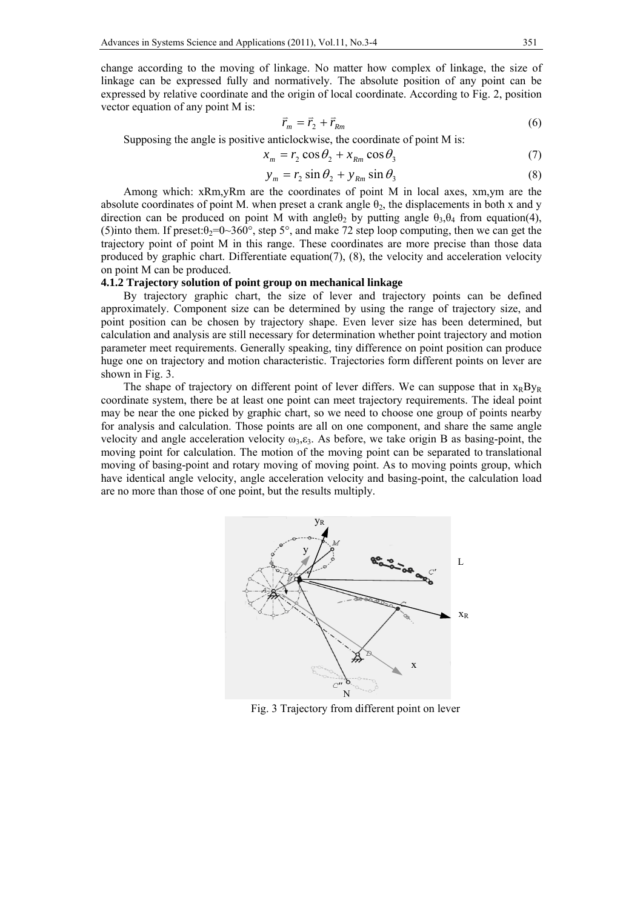change according to the moving of linkage. No matter how complex of linkage, the size of linkage can be expressed fully and normatively. The absolute position of any point can be expressed by relative coordinate and the origin of local coordinate. According to Fig. 2, position vector equation of any point M is:

$$\vec{r}_m = \vec{r}_2 + \vec{r}_{Rm} \tag{6}$$

Supposing the angle is positive anticlockwise, the coordinate of point M is:

$$x_m = r_2 \cos\theta_2 + x_{Rm} \cos\theta_3 \tag{7}$$

$$y_m = r_2 \sin\theta_2 + y_{Rm} \sin\theta_3 \tag{8}$$

Among which: xRm,yRm are the coordinates of point M in local axes, xm,ym are the absolute coordinates of point M. when preset a crank angle $\theta_2$, the displacements in both x and y direction can be produced on point M with angle$\theta_2$ by putting angle $\theta_3$,$\theta_4$ from equation(4), (5)into them. If preset:$\theta_2$=0~360°, step 5°, and make 72 step loop computing, then we can get the trajectory point of point M in this range. These coordinates are more precise than those data produced by graphic chart. Differentiate equation(7), (8), the velocity and acceleration velocity on point M can be produced.

### 4.1.2 Trajectory solution of point group on mechanical linkage

By trajectory graphic chart, the size of lever and trajectory points can be defined approximately. Component size can be determined by using the range of trajectory size, and point position can be chosen by trajectory shape. Even lever size has been determined, but calculation and analysis are still necessary for determination whether point trajectory and motion parameter meet requirements. Generally speaking, tiny difference on point position can produce huge one on trajectory and motion characteristic. Trajectories form different points on lever are shown in Fig. 3.

The shape of trajectory on different point of lever differs. We can suppose that in $x_R B y_R$ coordinate system, there be at least one point can meet trajectory requirements. The ideal point may be near the one picked by graphic chart, so we need to choose one group of points nearby for analysis and calculation. Those points are all on one component, and share the same angle velocity and angle acceleration velocity $\omega_3$,$\varepsilon_3$. As before, we take origin B as basing-point, the moving point for calculation. The motion of the moving point can be separated to translational moving of basing-point and rotary moving of moving point. As to moving points group, which have identical angle velocity, angle acceleration velocity and basing-point, the calculation load are no more than those of one point, but the results multiply.

Fig. 3 Trajectory from different point on lever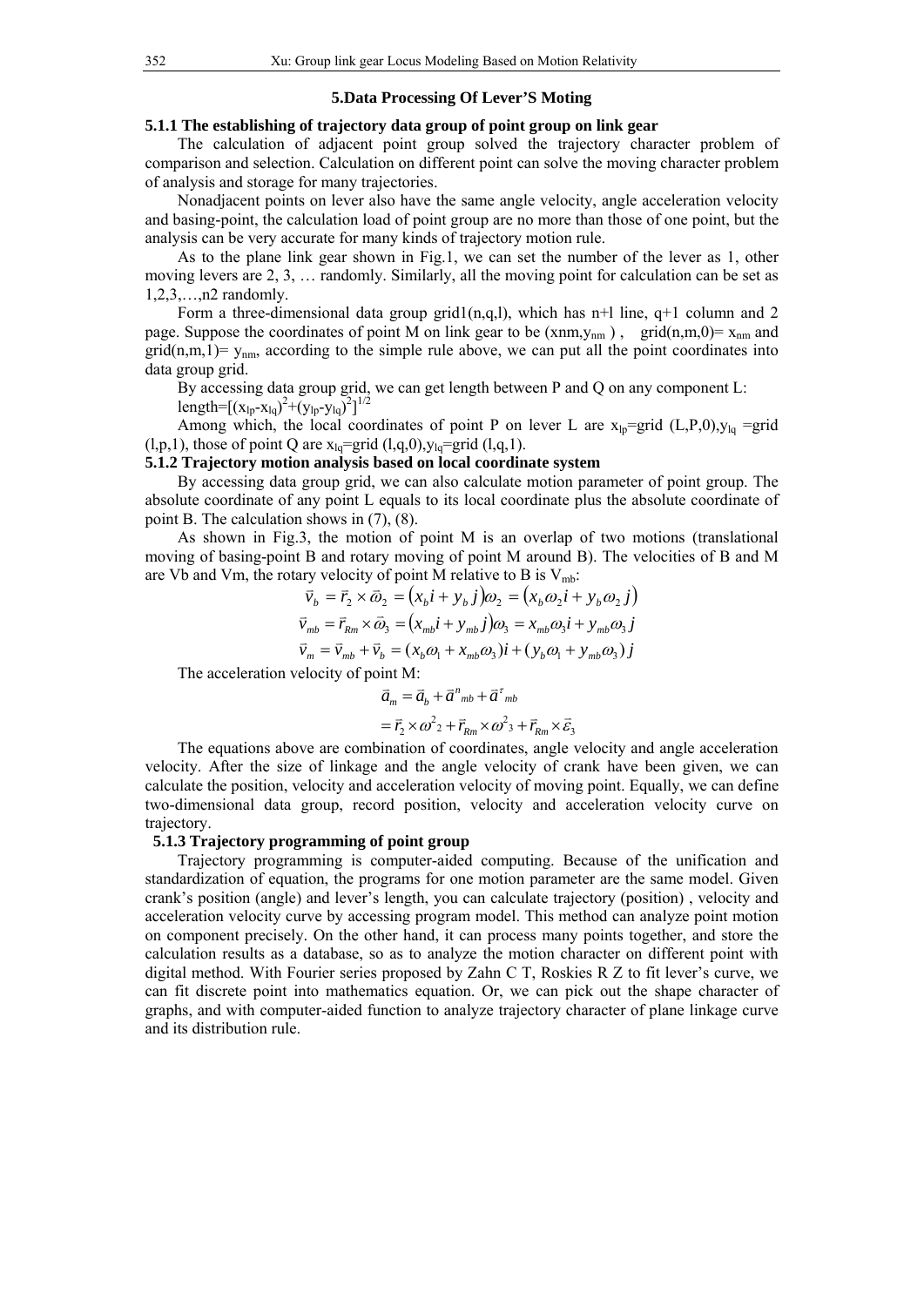## 5.Data Processing Of Lever'S Moting

### 5.1.1 The establishing of trajectory data group of point group on link gear

The calculation of adjacent point group solved the trajectory character problem of comparison and selection. Calculation on different point can solve the moving character problem of analysis and storage for many trajectories.

Nonadjacent points on lever also have the same angle velocity, angle acceleration velocity and basing-point, the calculation load of point group are no more than those of one point, but the analysis can be very accurate for many kinds of trajectory motion rule.

As to the plane link gear shown in Fig.1, we can set the number of the lever as 1, other moving levers are 2, 3, … randomly. Similarly, all the moving point for calculation can be set as 1,2,3,…,n2 randomly.

Form a three-dimensional data group grid1(n,q,l), which has n+l line, q+1 column and 2 page. Suppose the coordinates of point M on link gear to be ($x_{nm}$,$y_{nm}$ ), grid(n,m,0)= $x_{nm}$ and grid(n,m,1)= $y_{nm}$, according to the simple rule above, we can put all the point coordinates into data group grid.

By accessing data group grid, we can get length between P and Q on any component L:

length=$[(x_{lp}-x_{lq})^2+(y_{lp}-y_{lq})^2]^{1/2}$

Among which, the local coordinates of point P on lever L are $x_{lp}$=grid (L,P,0),$y_{lq}$ =grid (l,p,1), those of point Q are $x_{lq}$=grid (l,q,0),$y_{lq}$=grid (l,q,1).

### 5.1.2 Trajectory motion analysis based on local coordinate system

By accessing data group grid, we can also calculate motion parameter of point group. The absolute coordinate of any point L equals to its local coordinate plus the absolute coordinate of point B. The calculation shows in (7), (8).

As shown in Fig.3, the motion of point M is an overlap of two motions (translational moving of basing-point B and rotary moving of point M around B). The velocities of B and M are Vb and Vm, the rotary velocity of point M relative to B is $V_{mb}$:

$$\vec{v}_b = \vec{r}_2 \times \vec{\omega}_2 = (x_b i + y_b j)\omega_2 = (x_b \omega_2 i + y_b \omega_2 j)$$

$$\vec{v}_{mb} = \vec{r}_{Rm} \times \vec{\omega}_3 = (x_{mb} i + y_{mb} j)\omega_3 = x_{mb}\omega_3 i + y_{mb}\omega_3 j$$

$$\vec{v}_m = \vec{v}_{mb} + \vec{v}_b = (x_b\omega_1 + x_{mb}\omega_3)i + (y_b\omega_1 + y_{mb}\omega_3)j$$

The acceleration velocity of point M:

$$\vec{a}_m = \vec{a}_b + \vec{a}^n{}_{mb} + \vec{a}^\tau{}_{mb}$$

$$= \vec{r}_2 \times \omega^2{}_2 + \vec{r}_{Rm} \times \omega^2{}_3 + \vec{r}_{Rm} \times \vec{\varepsilon}_3$$

The equations above are combination of coordinates, angle velocity and angle acceleration velocity. After the size of linkage and the angle velocity of crank have been given, we can calculate the position, velocity and acceleration velocity of moving point. Equally, we can define two-dimensional data group, record position, velocity and acceleration velocity curve on trajectory.

### 5.1.3 Trajectory programming of point group

Trajectory programming is computer-aided computing. Because of the unification and standardization of equation, the programs for one motion parameter are the same model. Given crank's position (angle) and lever's length, you can calculate trajectory (position) , velocity and acceleration velocity curve by accessing program model. This method can analyze point motion on component precisely. On the other hand, it can process many points together, and store the calculation results as a database, so as to analyze the motion character on different point with digital method. With Fourier series proposed by Zahn C T, Roskies R Z to fit lever's curve, we can fit discrete point into mathematics equation. Or, we can pick out the shape character of graphs, and with computer-aided function to analyze trajectory character of plane linkage curve and its distribution rule.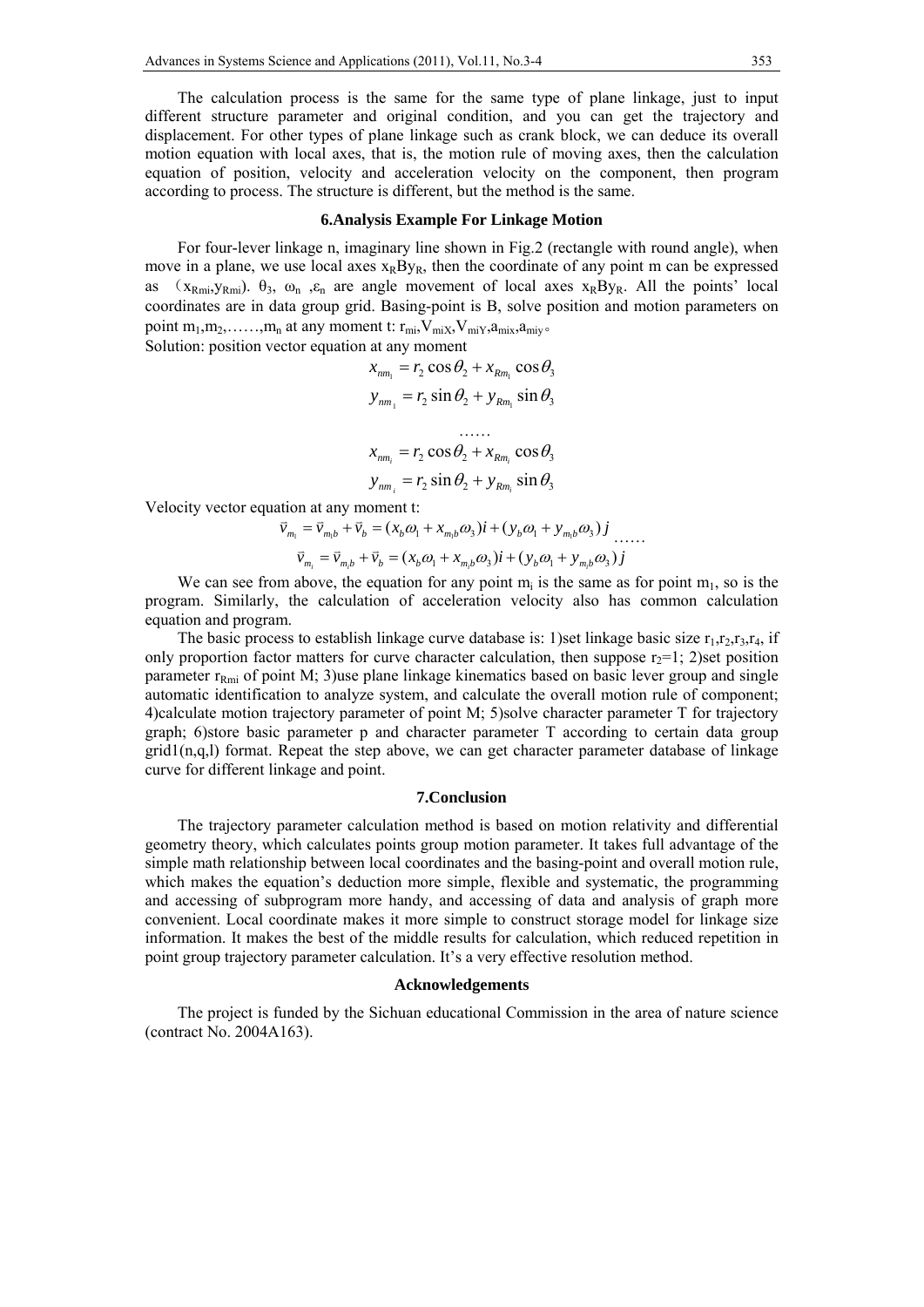The calculation process is the same for the same type of plane linkage, just to input different structure parameter and original condition, and you can get the trajectory and displacement. For other types of plane linkage such as crank block, we can deduce its overall motion equation with local axes, that is, the motion rule of moving axes, then the calculation equation of position, velocity and acceleration velocity on the component, then program according to process. The structure is different, but the method is the same.

## 6.Analysis Example For Linkage Motion

For four-lever linkage n, imaginary line shown in Fig.2 (rectangle with round angle), when move in a plane, we use local axes $x_R B y_R$, then the coordinate of any point m can be expressed as （$x_{Rmi}$,$y_{Rmi}$). $\theta_3$, $\omega_n$ ,$\varepsilon_n$ are angle movement of local axes $x_R B y_R$. All the points' local coordinates are in data group grid. Basing-point is B, solve position and motion parameters on point $m_1$,$m_2$,……,$m_n$ at any moment t: $r_{mi}$,$V_{miX}$,$V_{miY}$,$a_{mix}$,$a_{miy}$。

Solution: position vector equation at any moment

$$x_{nm_1} = r_2 \cos\theta_2 + x_{Rm_1} \cos\theta_3$$

$$y_{nm_1} = r_2 \sin\theta_2 + y_{Rm_1} \sin\theta_3$$

$$\ldots\ldots$$

$$x_{nm_i} = r_2 \cos\theta_2 + x_{Rm_i} \cos\theta_3$$

$$y_{nm_i} = r_2 \sin\theta_2 + y_{Rm_i} \sin\theta_3$$

Velocity vector equation at any moment t:

$$\vec{v}_{m_1} = \vec{v}_{m_1 b} + \vec{v}_b = (x_b\omega_1 + x_{m_1 b}\omega_3)i + (y_b\omega_1 + y_{m_1 b}\omega_3)\,j \ \ldots\ldots$$

$$\vec{v}_{m_i} = \vec{v}_{m_i b} + \vec{v}_b = (x_b\omega_1 + x_{m_i b}\omega_3)i + (y_b\omega_1 + y_{m_i b}\omega_3)\,j$$

We can see from above, the equation for any point $m_i$ is the same as for point $m_1$, so is the program. Similarly, the calculation of acceleration velocity also has common calculation equation and program.

The basic process to establish linkage curve database is: 1)set linkage basic size $r_1$,$r_2$,$r_3$,$r_4$, if only proportion factor matters for curve character calculation, then suppose $r_2$=1; 2)set position parameter $r_{Rmi}$ of point M; 3)use plane linkage kinematics based on basic lever group and single automatic identification to analyze system, and calculate the overall motion rule of component; 4)calculate motion trajectory parameter of point M; 5)solve character parameter T for trajectory graph; 6)store basic parameter p and character parameter T according to certain data group grid1(n,q,l) format. Repeat the step above, we can get character parameter database of linkage curve for different linkage and point.

## 7.Conclusion

The trajectory parameter calculation method is based on motion relativity and differential geometry theory, which calculates points group motion parameter. It takes full advantage of the simple math relationship between local coordinates and the basing-point and overall motion rule, which makes the equation's deduction more simple, flexible and systematic, the programming and accessing of subprogram more handy, and accessing of data and analysis of graph more convenient. Local coordinate makes it more simple to construct storage model for linkage size information. It makes the best of the middle results for calculation, which reduced repetition in point group trajectory parameter calculation. It's a very effective resolution method.

## Acknowledgements

The project is funded by the Sichuan educational Commission in the area of nature science (contract No. 2004A163).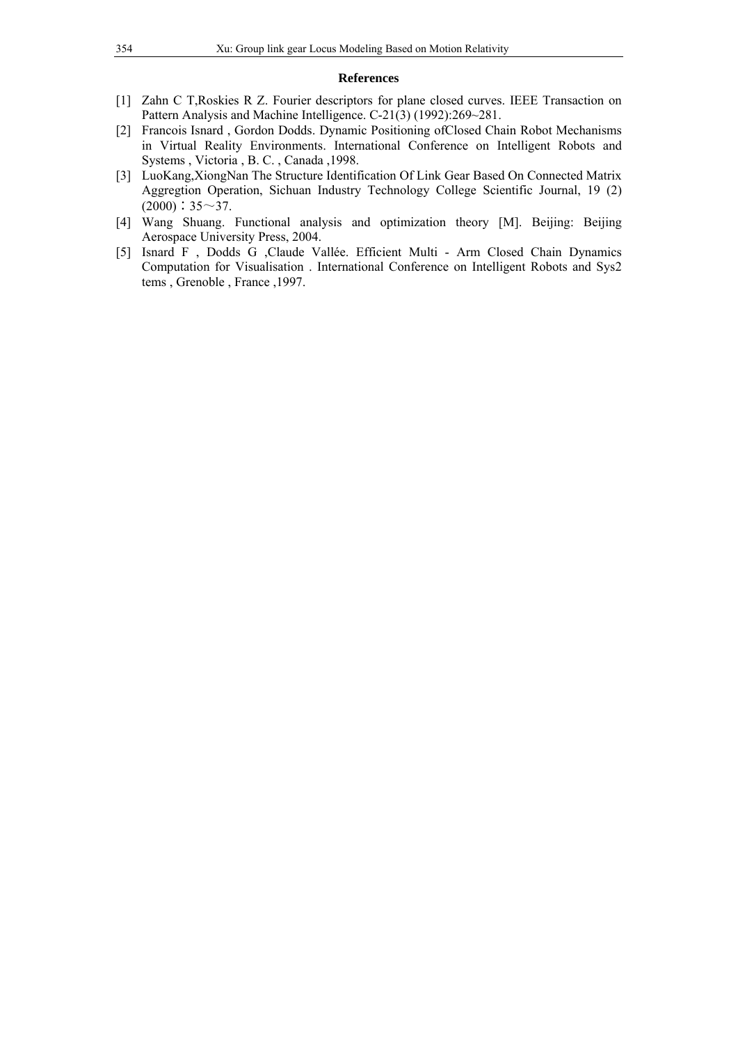## References

[1] Zahn C T,Roskies R Z. Fourier descriptors for plane closed curves. IEEE Transaction on Pattern Analysis and Machine Intelligence. C-21(3) (1992):269~281.

[2] Francois Isnard , Gordon Dodds. Dynamic Positioning ofClosed Chain Robot Mechanisms in Virtual Reality Environments. International Conference on Intelligent Robots and Systems , Victoria , B. C. , Canada ,1998.

[3] LuoKang,XiongNan The Structure Identification Of Link Gear Based On Connected Matrix Aggregtion Operation, Sichuan Industry Technology College Scientific Journal, 19 (2) (2000)：35～37.

[4] Wang Shuang. Functional analysis and optimization theory [M]. Beijing: Beijing Aerospace University Press, 2004.

[5] Isnard F , Dodds G ,Claude Vallée. Efficient Multi - Arm Closed Chain Dynamics Computation for Visualisation . International Conference on Intelligent Robots and Sys2 tems , Grenoble , France ,1997.